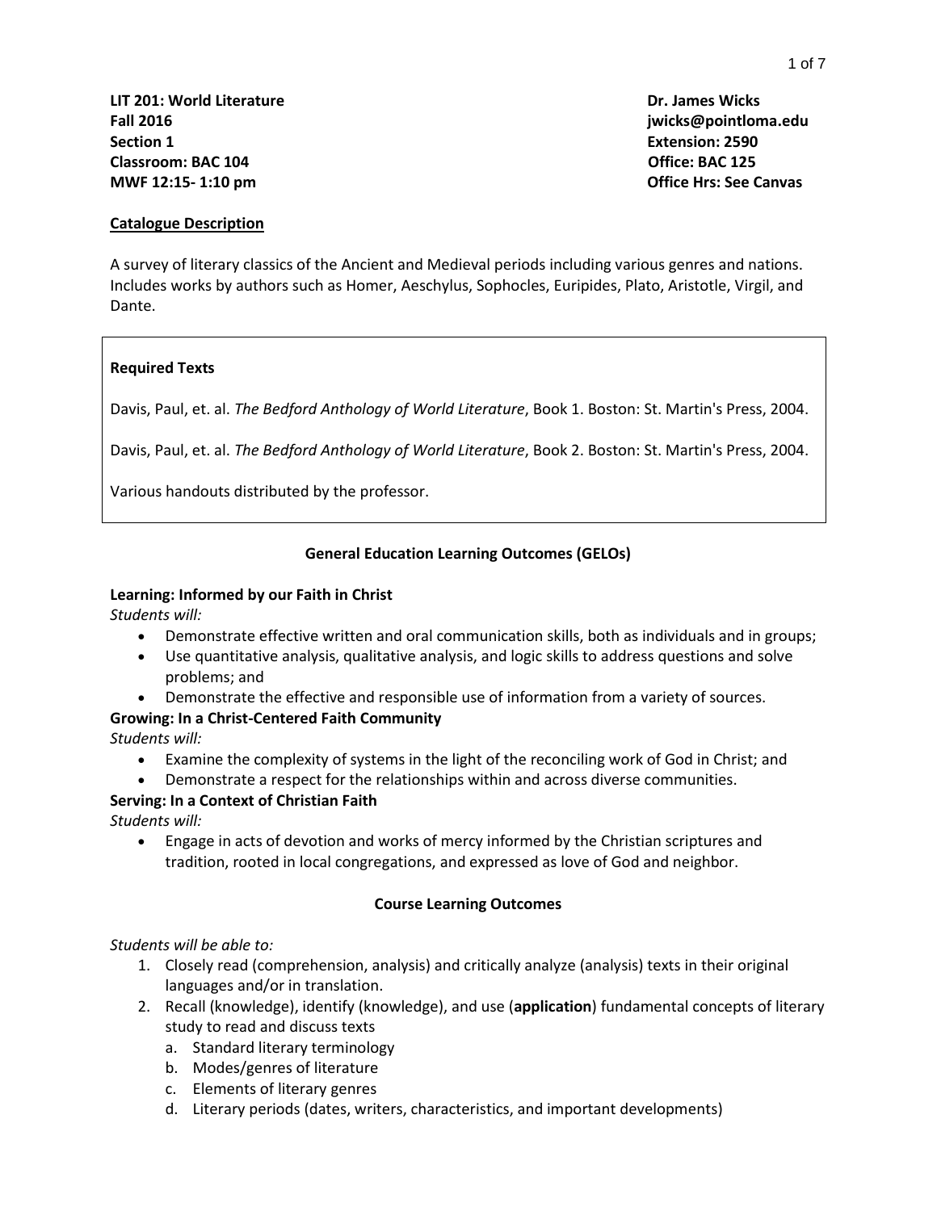**LIT 201: World Literature**
**Fall 2016**
**Section 1**
**Classroom: BAC 104**
**MWF 12:15- 1:10 pm**

**Dr. James Wicks**
**jwicks@pointloma.edu**
**Extension: 2590**
**Office: BAC 125**
**Office Hrs: See Canvas**

## Catalogue Description

A survey of literary classics of the Ancient and Medieval periods including various genres and nations. Includes works by authors such as Homer, Aeschylus, Sophocles, Euripides, Plato, Aristotle, Virgil, and Dante.

### Required Texts

Davis, Paul, et. al. *The Bedford Anthology of World Literature*, Book 1. Boston: St. Martin's Press, 2004.

Davis, Paul, et. al. *The Bedford Anthology of World Literature*, Book 2. Boston: St. Martin's Press, 2004.

Various handouts distributed by the professor.

## General Education Learning Outcomes (GELOs)

**Learning: Informed by our Faith in Christ**
*Students will:*

- Demonstrate effective written and oral communication skills, both as individuals and in groups;
- Use quantitative analysis, qualitative analysis, and logic skills to address questions and solve problems; and
- Demonstrate the effective and responsible use of information from a variety of sources.

**Growing: In a Christ-Centered Faith Community**
*Students will:*

- Examine the complexity of systems in the light of the reconciling work of God in Christ; and
- Demonstrate a respect for the relationships within and across diverse communities.

**Serving: In a Context of Christian Faith**
*Students will:*

- Engage in acts of devotion and works of mercy informed by the Christian scriptures and tradition, rooted in local congregations, and expressed as love of God and neighbor.

## Course Learning Outcomes

*Students will be able to:*

1. Closely read (comprehension, analysis) and critically analyze (analysis) texts in their original languages and/or in translation.
2. Recall (knowledge), identify (knowledge), and use (**application**) fundamental concepts of literary study to read and discuss texts
   a. Standard literary terminology
   b. Modes/genres of literature
   c. Elements of literary genres
   d. Literary periods (dates, writers, characteristics, and important developments)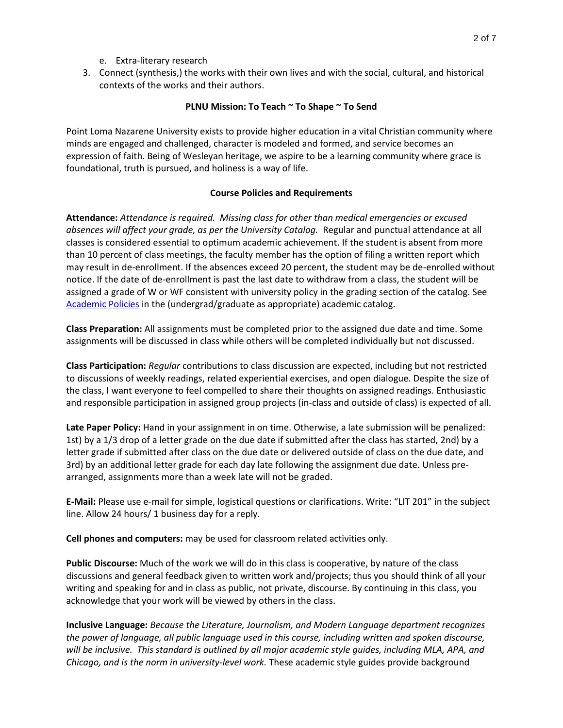e. Extra-literary research
3. Connect (synthesis,) the works with their own lives and with the social, cultural, and historical contexts of the works and their authors.

**PLNU Mission: To Teach ~ To Shape ~ To Send**

Point Loma Nazarene University exists to provide higher education in a vital Christian community where minds are engaged and challenged, character is modeled and formed, and service becomes an expression of faith. Being of Wesleyan heritage, we aspire to be a learning community where grace is foundational, truth is pursued, and holiness is a way of life.

**Course Policies and Requirements**

**Attendance:** *Attendance is required. Missing class for other than medical emergencies or excused absences will affect your grade, as per the University Catalog.* Regular and punctual attendance at all classes is considered essential to optimum academic achievement. If the student is absent from more than 10 percent of class meetings, the faculty member has the option of filing a written report which may result in de-enrollment. If the absences exceed 20 percent, the student may be de-enrolled without notice. If the date of de-enrollment is past the last date to withdraw from a class, the student will be assigned a grade of W or WF consistent with university policy in the grading section of the catalog. See Academic Policies in the (undergrad/graduate as appropriate) academic catalog.

**Class Preparation:** All assignments must be completed prior to the assigned due date and time. Some assignments will be discussed in class while others will be completed individually but not discussed.

**Class Participation:** *Regular* contributions to class discussion are expected, including but not restricted to discussions of weekly readings, related experiential exercises, and open dialogue. Despite the size of the class, I want everyone to feel compelled to share their thoughts on assigned readings. Enthusiastic and responsible participation in assigned group projects (in-class and outside of class) is expected of all.

**Late Paper Policy:** Hand in your assignment in on time. Otherwise, a late submission will be penalized: 1st) by a 1/3 drop of a letter grade on the due date if submitted after the class has started, 2nd) by a letter grade if submitted after class on the due date or delivered outside of class on the due date, and 3rd) by an additional letter grade for each day late following the assignment due date. Unless pre-arranged, assignments more than a week late will not be graded.

**E-Mail:** Please use e-mail for simple, logistical questions or clarifications. Write: "LIT 201" in the subject line. Allow 24 hours/ 1 business day for a reply.

**Cell phones and computers:** may be used for classroom related activities only.

**Public Discourse:** Much of the work we will do in this class is cooperative, by nature of the class discussions and general feedback given to written work and/projects; thus you should think of all your writing and speaking for and in class as public, not private, discourse. By continuing in this class, you acknowledge that your work will be viewed by others in the class.

**Inclusive Language:** *Because the Literature, Journalism, and Modern Language department recognizes the power of language, all public language used in this course, including written and spoken discourse, will be inclusive. This standard is outlined by all major academic style guides, including MLA, APA, and Chicago, and is the norm in university-level work.* These academic style guides provide background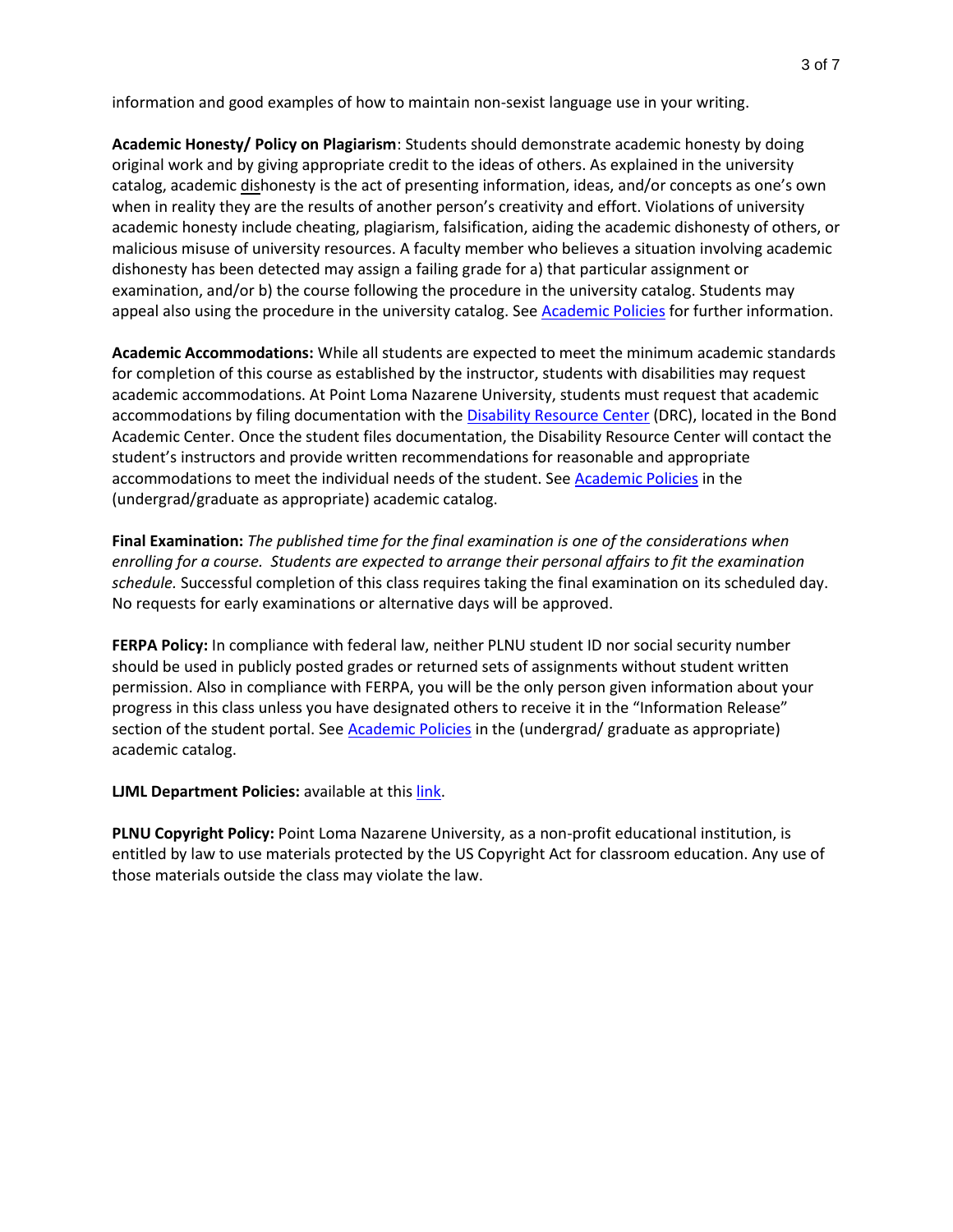information and good examples of how to maintain non-sexist language use in your writing.

**Academic Honesty/ Policy on Plagiarism**: Students should demonstrate academic honesty by doing original work and by giving appropriate credit to the ideas of others. As explained in the university catalog, academic dishonesty is the act of presenting information, ideas, and/or concepts as one's own when in reality they are the results of another person's creativity and effort. Violations of university academic honesty include cheating, plagiarism, falsification, aiding the academic dishonesty of others, or malicious misuse of university resources. A faculty member who believes a situation involving academic dishonesty has been detected may assign a failing grade for a) that particular assignment or examination, and/or b) the course following the procedure in the university catalog. Students may appeal also using the procedure in the university catalog. See Academic Policies for further information.

**Academic Accommodations:** While all students are expected to meet the minimum academic standards for completion of this course as established by the instructor, students with disabilities may request academic accommodations. At Point Loma Nazarene University, students must request that academic accommodations by filing documentation with the Disability Resource Center (DRC), located in the Bond Academic Center. Once the student files documentation, the Disability Resource Center will contact the student's instructors and provide written recommendations for reasonable and appropriate accommodations to meet the individual needs of the student. See Academic Policies in the (undergrad/graduate as appropriate) academic catalog.

**Final Examination:** *The published time for the final examination is one of the considerations when enrolling for a course. Students are expected to arrange their personal affairs to fit the examination schedule.* Successful completion of this class requires taking the final examination on its scheduled day. No requests for early examinations or alternative days will be approved.

**FERPA Policy:** In compliance with federal law, neither PLNU student ID nor social security number should be used in publicly posted grades or returned sets of assignments without student written permission. Also in compliance with FERPA, you will be the only person given information about your progress in this class unless you have designated others to receive it in the "Information Release" section of the student portal. See Academic Policies in the (undergrad/ graduate as appropriate) academic catalog.

**LJML Department Policies:** available at this link.

**PLNU Copyright Policy:** Point Loma Nazarene University, as a non-profit educational institution, is entitled by law to use materials protected by the US Copyright Act for classroom education. Any use of those materials outside the class may violate the law.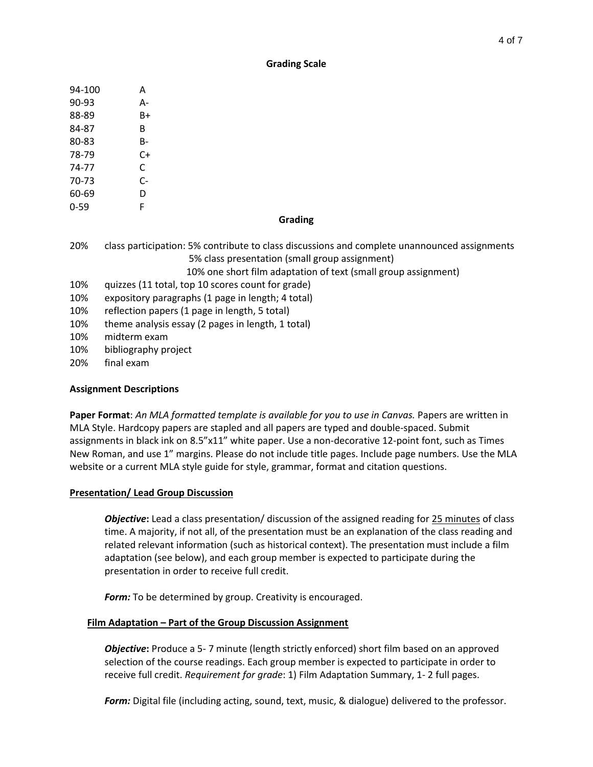## Grading Scale

| | |
|---|---|
| 94-100 | A |
| 90-93 | A- |
| 88-89 | B+ |
| 84-87 | B |
| 80-83 | B- |
| 78-79 | C+ |
| 74-77 | C |
| 70-73 | C- |
| 60-69 | D |
| 0-59 | F |

## Grading

20% class participation: 5% contribute to class discussions and complete unannounced assignments
5% class presentation (small group assignment)
10% one short film adaptation of text (small group assignment)

10% quizzes (11 total, top 10 scores count for grade)

10% expository paragraphs (1 page in length; 4 total)

10% reflection papers (1 page in length, 5 total)

10% theme analysis essay (2 pages in length, 1 total)

10% midterm exam

10% bibliography project

20% final exam

**Assignment Descriptions**

**Paper Format**: *An MLA formatted template is available for you to use in Canvas.* Papers are written in MLA Style. Hardcopy papers are stapled and all papers are typed and double-spaced. Submit assignments in black ink on 8.5"x11" white paper. Use a non-decorative 12-point font, such as Times New Roman, and use 1" margins. Please do not include title pages. Include page numbers. Use the MLA website or a current MLA style guide for style, grammar, format and citation questions.

**Presentation/ Lead Group Discussion**

***Objective*:** Lead a class presentation/ discussion of the assigned reading for 25 minutes of class time. A majority, if not all, of the presentation must be an explanation of the class reading and related relevant information (such as historical context). The presentation must include a film adaptation (see below), and each group member is expected to participate during the presentation in order to receive full credit.

***Form:*** To be determined by group. Creativity is encouraged.

**Film Adaptation – Part of the Group Discussion Assignment**

***Objective*:** Produce a 5- 7 minute (length strictly enforced) short film based on an approved selection of the course readings. Each group member is expected to participate in order to receive full credit. *Requirement for grade*: 1) Film Adaptation Summary, 1- 2 full pages.

***Form:*** Digital file (including acting, sound, text, music, & dialogue) delivered to the professor.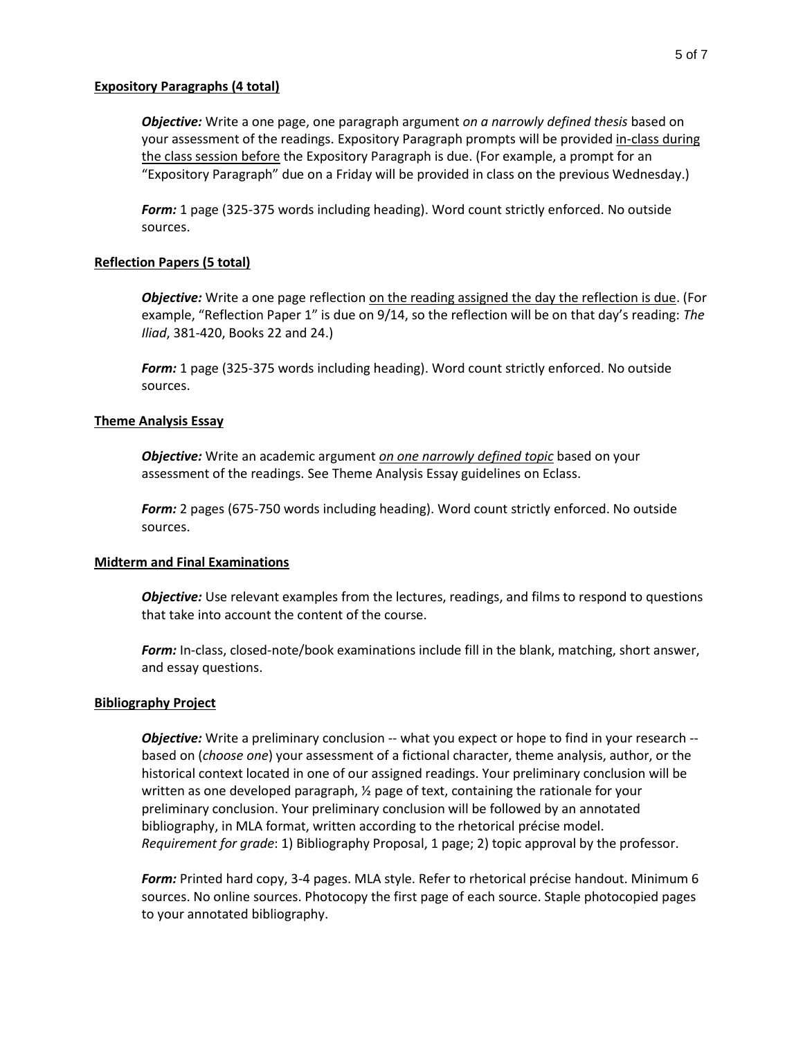## Expository Paragraphs (4 total)

***Objective:*** Write a one page, one paragraph argument *on a narrowly defined thesis* based on your assessment of the readings. Expository Paragraph prompts will be provided in-class during the class session before the Expository Paragraph is due. (For example, a prompt for an "Expository Paragraph" due on a Friday will be provided in class on the previous Wednesday.)

***Form:*** 1 page (325-375 words including heading). Word count strictly enforced. No outside sources.

## Reflection Papers (5 total)

***Objective:*** Write a one page reflection on the reading assigned the day the reflection is due. (For example, "Reflection Paper 1" is due on 9/14, so the reflection will be on that day's reading: *The Iliad*, 381-420, Books 22 and 24.)

***Form:*** 1 page (325-375 words including heading). Word count strictly enforced. No outside sources.

## Theme Analysis Essay

***Objective:*** Write an academic argument ***on one narrowly defined topic*** based on your assessment of the readings. See Theme Analysis Essay guidelines on Eclass.

***Form:*** 2 pages (675-750 words including heading). Word count strictly enforced. No outside sources.

## Midterm and Final Examinations

***Objective:*** Use relevant examples from the lectures, readings, and films to respond to questions that take into account the content of the course.

***Form:*** In-class, closed-note/book examinations include fill in the blank, matching, short answer, and essay questions.

## Bibliography Project

***Objective:*** Write a preliminary conclusion -- what you expect or hope to find in your research -- based on (*choose one*) your assessment of a fictional character, theme analysis, author, or the historical context located in one of our assigned readings. Your preliminary conclusion will be written as one developed paragraph, ½ page of text, containing the rationale for your preliminary conclusion. Your preliminary conclusion will be followed by an annotated bibliography, in MLA format, written according to the rhetorical précise model. *Requirement for grade*: 1) Bibliography Proposal, 1 page; 2) topic approval by the professor.

***Form:*** Printed hard copy, 3-4 pages. MLA style. Refer to rhetorical précise handout. Minimum 6 sources. No online sources. Photocopy the first page of each source. Staple photocopied pages to your annotated bibliography.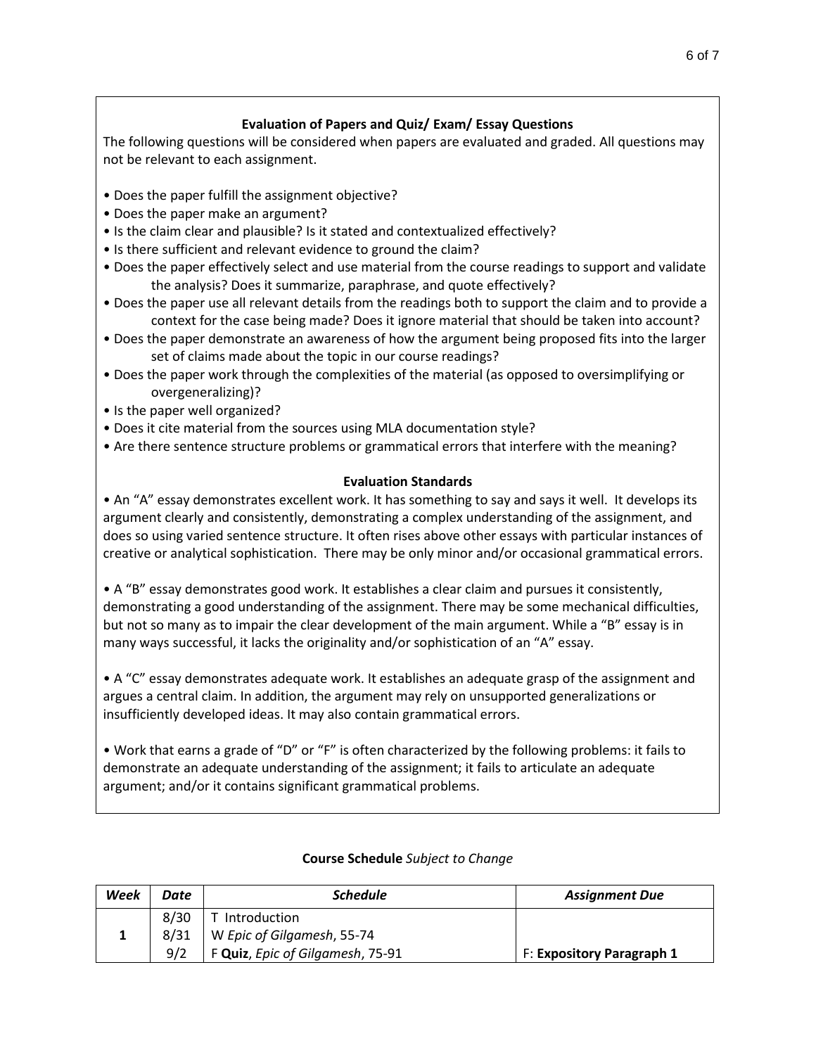### Evaluation of Papers and Quiz/ Exam/ Essay Questions

The following questions will be considered when papers are evaluated and graded. All questions may not be relevant to each assignment.

- Does the paper fulfill the assignment objective?
- Does the paper make an argument?
- Is the claim clear and plausible? Is it stated and contextualized effectively?
- Is there sufficient and relevant evidence to ground the claim?
- Does the paper effectively select and use material from the course readings to support and validate the analysis? Does it summarize, paraphrase, and quote effectively?
- Does the paper use all relevant details from the readings both to support the claim and to provide a context for the case being made? Does it ignore material that should be taken into account?
- Does the paper demonstrate an awareness of how the argument being proposed fits into the larger set of claims made about the topic in our course readings?
- Does the paper work through the complexities of the material (as opposed to oversimplifying or overgeneralizing)?
- Is the paper well organized?
- Does it cite material from the sources using MLA documentation style?
- Are there sentence structure problems or grammatical errors that interfere with the meaning?

### Evaluation Standards

- An "A" essay demonstrates excellent work. It has something to say and says it well. It develops its argument clearly and consistently, demonstrating a complex understanding of the assignment, and does so using varied sentence structure. It often rises above other essays with particular instances of creative or analytical sophistication. There may be only minor and/or occasional grammatical errors.

- A "B" essay demonstrates good work. It establishes a clear claim and pursues it consistently, demonstrating a good understanding of the assignment. There may be some mechanical difficulties, but not so many as to impair the clear development of the main argument. While a "B" essay is in many ways successful, it lacks the originality and/or sophistication of an "A" essay.

- A "C" essay demonstrates adequate work. It establishes an adequate grasp of the assignment and argues a central claim. In addition, the argument may rely on unsupported generalizations or insufficiently developed ideas. It may also contain grammatical errors.

- Work that earns a grade of "D" or "F" is often characterized by the following problems: it fails to demonstrate an adequate understanding of the assignment; it fails to articulate an adequate argument; and/or it contains significant grammatical problems.

### Course Schedule *Subject to Change*

| *Week* | *Date* | *Schedule* | *Assignment Due* |
|---|---|---|---|
| | 8/30 | T Introduction | |
| **1** | 8/31 | W *Epic of Gilgamesh*, 55-74 | |
| | 9/2 | F **Quiz**, *Epic of Gilgamesh*, 75-91 | F: **Expository Paragraph 1** |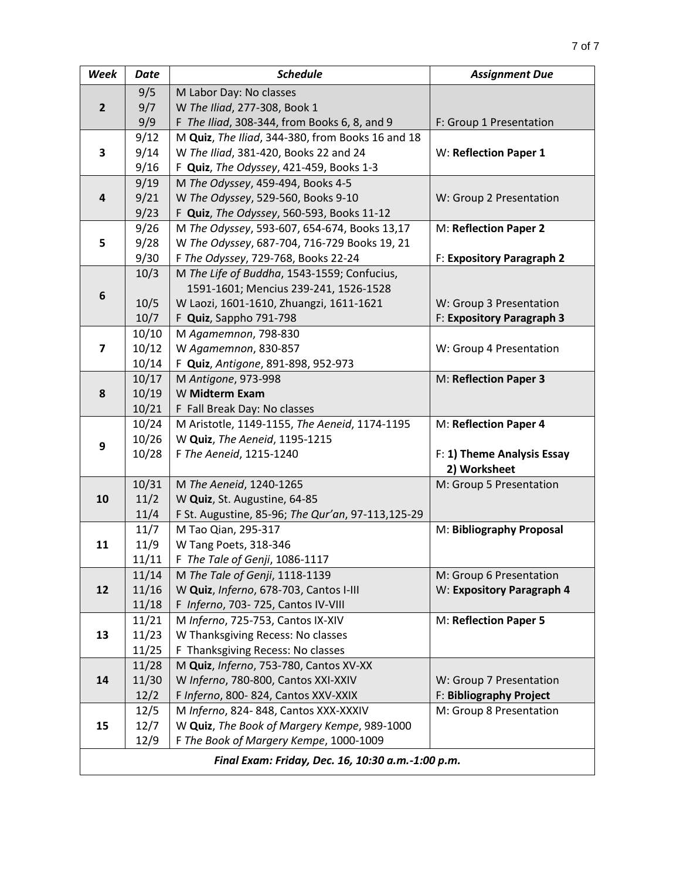| *Week* | *Date* | *Schedule* | *Assignment Due* |
|---|---|---|---|
| **2** | 9/5<br>9/7<br>9/9 | M Labor Day: No classes<br>W *The Iliad*, 277-308, Book 1<br>F *The Iliad*, 308-344, from Books 6, 8, and 9 | F: Group 1 Presentation |
| **3** | 9/12<br>9/14<br>9/16 | M **Quiz**, *The Iliad*, 344-380, from Books 16 and 18<br>W *The Iliad*, 381-420, Books 22 and 24<br>F **Quiz**, *The Odyssey*, 421-459, Books 1-3 | W: **Reflection Paper 1** |
| **4** | 9/19<br>9/21<br>9/23 | M *The Odyssey*, 459-494, Books 4-5<br>W *The Odyssey*, 529-560, Books 9-10<br>F **Quiz**, *The Odyssey*, 560-593, Books 11-12 | W: Group 2 Presentation |
| **5** | 9/26<br>9/28<br>9/30 | M *The Odyssey*, 593-607, 654-674, Books 13,17<br>W *The Odyssey*, 687-704, 716-729 Books 19, 21<br>F *The Odyssey*, 729-768, Books 22-24 | M: **Reflection Paper 2**<br>F: **Expository Paragraph 2** |
| **6** | 10/3<br><br>10/5<br>10/7 | M *The Life of Buddha*, 1543-1559; Confucius, 1591-1601; Mencius 239-241, 1526-1528<br>W Laozi, 1601-1610, Zhuangzi, 1611-1621<br>F **Quiz**, Sappho 791-798 | W: Group 3 Presentation<br>F: **Expository Paragraph 3** |
| **7** | 10/10<br>10/12<br>10/14 | M *Agamemnon*, 798-830<br>W *Agamemnon*, 830-857<br>F **Quiz**, *Antigone*, 891-898, 952-973 | W: Group 4 Presentation |
| **8** | 10/17<br>10/19<br>10/21 | M *Antigone*, 973-998<br>W **Midterm Exam**<br>F Fall Break Day: No classes | M: **Reflection Paper 3** |
| **9** | 10/24<br>10/26<br>10/28 | M Aristotle, 1149-1155, *The Aeneid*, 1174-1195<br>W **Quiz**, *The Aeneid*, 1195-1215<br>F *The Aeneid*, 1215-1240 | M: **Reflection Paper 4**<br>F: **1) Theme Analysis Essay 2) Worksheet** |
| **10** | 10/31<br>11/2<br>11/4 | M *The Aeneid*, 1240-1265<br>W **Quiz**, St. Augustine, 64-85<br>F St. Augustine, 85-96; *The Qur'an*, 97-113,125-29 | M: Group 5 Presentation |
| **11** | 11/7<br>11/9<br>11/11 | M Tao Qian, 295-317<br>W Tang Poets, 318-346<br>F *The Tale of Genji*, 1086-1117 | M: **Bibliography Proposal** |
| **12** | 11/14<br>11/16<br>11/18 | M *The Tale of Genji*, 1118-1139<br>W **Quiz**, *Inferno*, 678-703, Cantos I-III<br>F *Inferno*, 703- 725, Cantos IV-VIII | M: Group 6 Presentation<br>W: **Expository Paragraph 4** |
| **13** | 11/21<br>11/23<br>11/25 | M *Inferno*, 725-753, Cantos IX-XIV<br>W Thanksgiving Recess: No classes<br>F Thanksgiving Recess: No classes | M: **Reflection Paper 5** |
| **14** | 11/28<br>11/30<br>12/2 | M **Quiz**, *Inferno*, 753-780, Cantos XV-XX<br>W *Inferno*, 780-800, Cantos XXI-XXIV<br>F *Inferno*, 800- 824, Cantos XXV-XXIX | W: Group 7 Presentation<br>F: **Bibliography Project** |
| **15** | 12/5<br>12/7<br>12/9 | M *Inferno*, 824- 848, Cantos XXX-XXXIV<br>W **Quiz**, *The Book of Margery Kempe*, 989-1000<br>F *The Book of Margery Kempe*, 1000-1009 | M: Group 8 Presentation |
| ***Final Exam: Friday, Dec. 16, 10:30 a.m.-1:00 p.m.*** | | | |